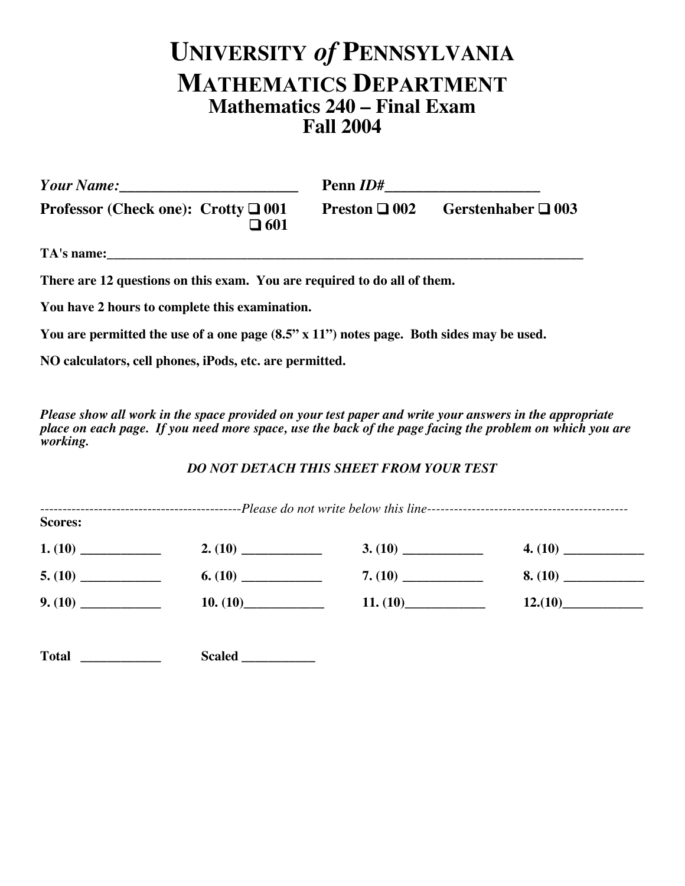# UNIVERSITY *of* PENNSYLVANIA
# MATHEMATICS DEPARTMENT
## Mathematics 240 – Final Exam
## Fall 2004

***Your Name:*________________________** **Penn *ID#*____________________**

**Professor (Check one): Crotty ❑ 001 ❑ 601** **Preston ❑ 002** **Gerstenhaber ❑ 003**

**TA's name:___________________________________________________________________________**

**There are 12 questions on this exam. You are required to do all of them.**

**You have 2 hours to complete this examination.**

**You are permitted the use of a one page (8.5" x 11") notes page. Both sides may be used.**

**NO calculators, cell phones, iPods, etc. are permitted.**

***Please show all work in the space provided on your test paper and write your answers in the appropriate place on each page. If you need more space, use the back of the page facing the problem on which you are working.***

***DO NOT DETACH THIS SHEET FROM YOUR TEST***

---------------------------------------------*Please do not write below this line*---------------------------------------------

**Scores:**

**1. (10)** ____________ **2. (10)** ____________ **3. (10)** ____________ **4. (10)** ____________

**5. (10)** ____________ **6. (10)** ____________ **7. (10)** ____________ **8. (10)** ____________

**9. (10)** ____________ **10. (10)**____________ **11. (10)**____________ **12.(10)**____________

**Total** ____________ **Scaled** ___________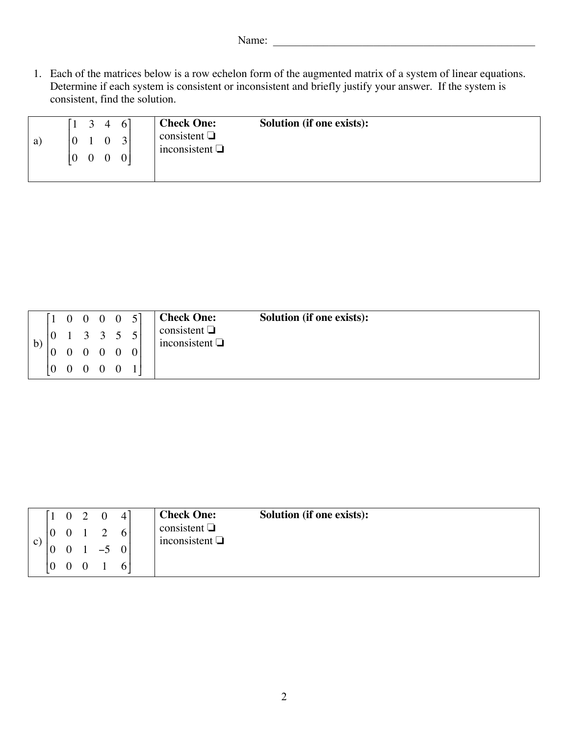Name: ______________________________________________

1. Each of the matrices below is a row echelon form of the augmented matrix of a system of linear equations. Determine if each system is consistent or inconsistent and briefly justify your answer. If the system is consistent, find the solution.

| | Check One: | Solution (if one exists): |
|---|---|---|
| a) $\begin{bmatrix} 1 & 3 & 4 & 6 \\ 0 & 1 & 0 & 3 \\ 0 & 0 & 0 & 0 \end{bmatrix}$ | consistent ❑ <br> inconsistent ❑ | |

| | Check One: | Solution (if one exists): |
|---|---|---|
| b) $\begin{bmatrix} 1 & 0 & 0 & 0 & 0 & 5 \\ 0 & 1 & 3 & 3 & 5 & 5 \\ 0 & 0 & 0 & 0 & 0 & 0 \\ 0 & 0 & 0 & 0 & 0 & 1 \end{bmatrix}$ | consistent ❑ <br> inconsistent ❑ | |

| | Check One: | Solution (if one exists): |
|---|---|---|
| c) $\begin{bmatrix} 1 & 0 & 2 & 0 & 4 \\ 0 & 0 & 1 & 2 & 6 \\ 0 & 0 & 1 & -5 & 0 \\ 0 & 0 & 0 & 1 & 6 \end{bmatrix}$ | consistent ❑ <br> inconsistent ❑ | |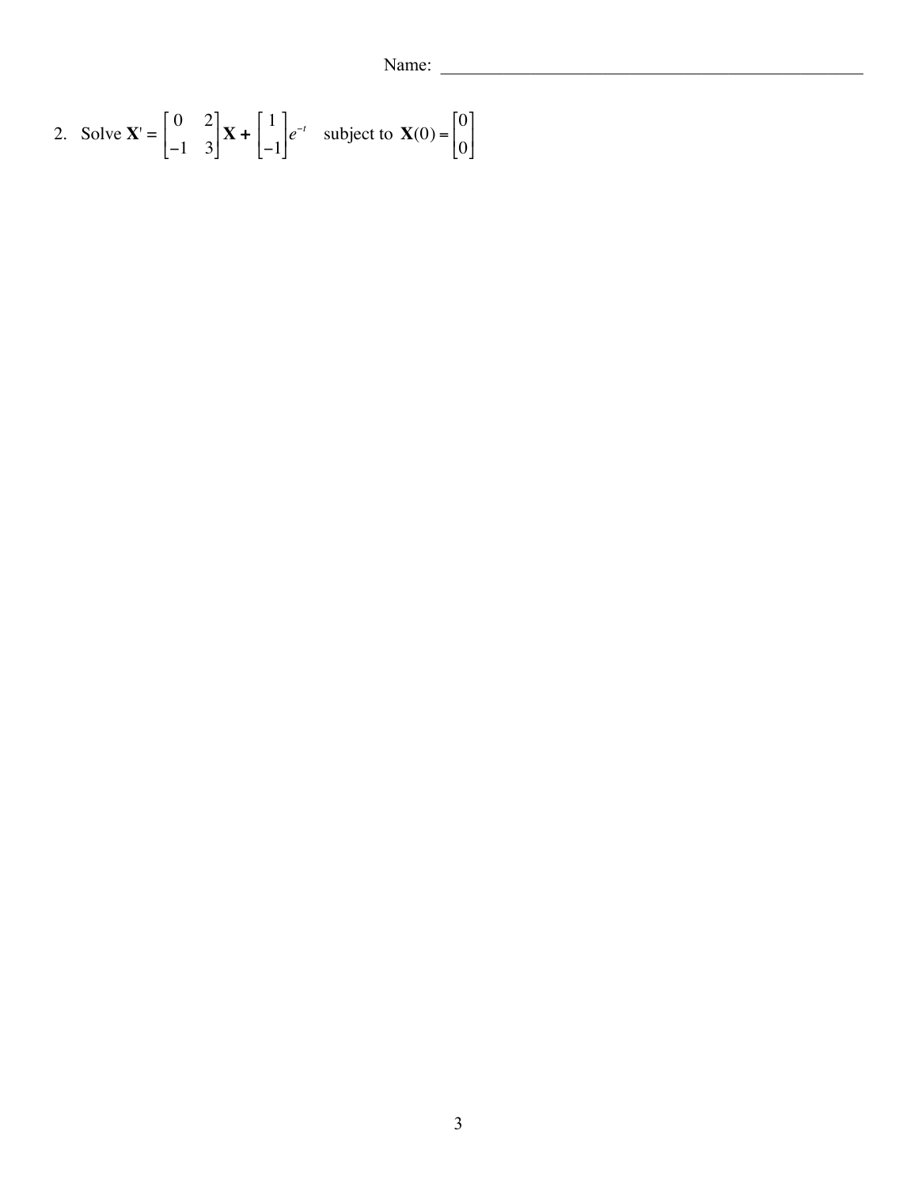Name: ______________________________________________

2. Solve $\mathbf{X}' = \begin{bmatrix} 0 & 2 \\ -1 & 3 \end{bmatrix}\mathbf{X} + \begin{bmatrix} 1 \\ -1 \end{bmatrix}e^{-t}$ subject to $\mathbf{X}(0) = \begin{bmatrix} 0 \\ 0 \end{bmatrix}$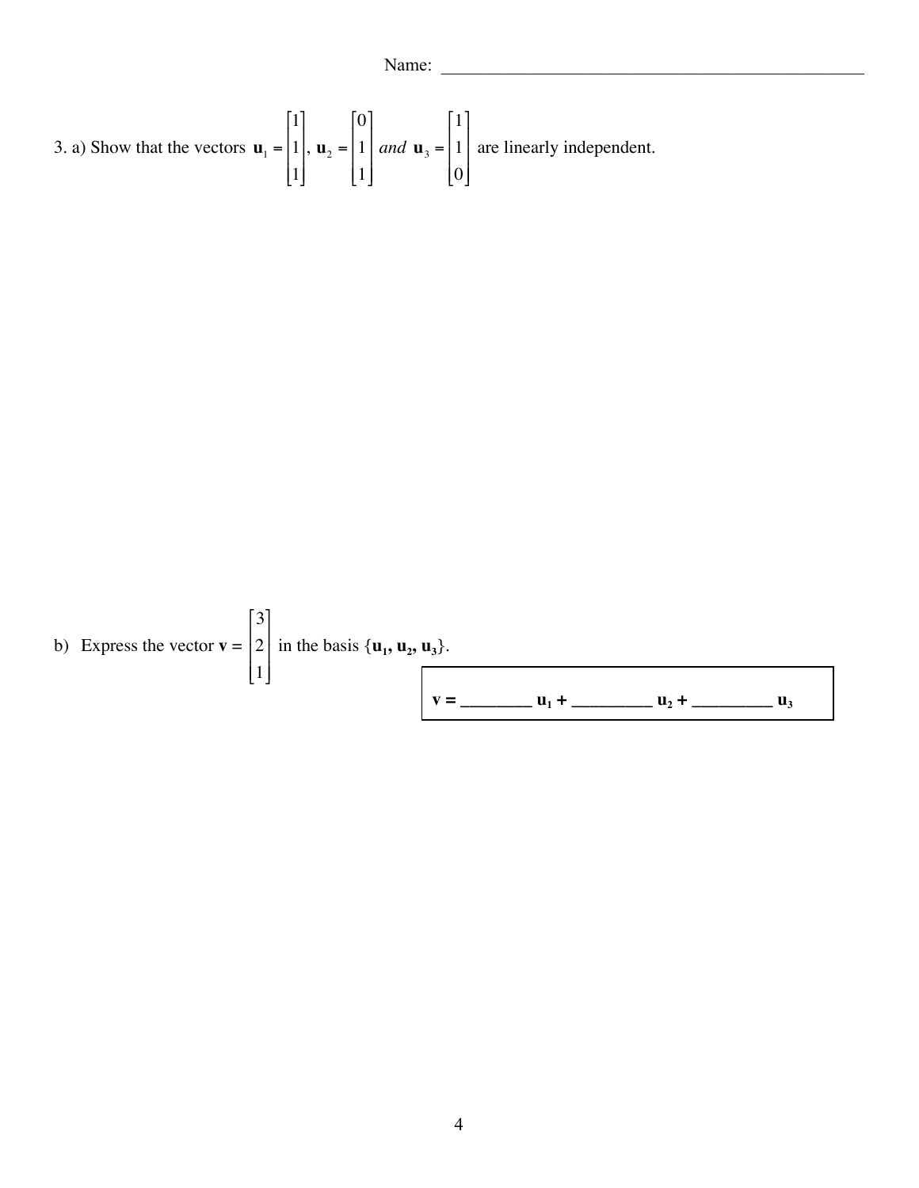Name: ___________________________________________

3. a) Show that the vectors $\mathbf{u}_1 = \begin{bmatrix} 1 \\ 1 \\ 1 \end{bmatrix}$, $\mathbf{u}_2 = \begin{bmatrix} 0 \\ 1 \\ 1 \end{bmatrix}$ *and* $\mathbf{u}_3 = \begin{bmatrix} 1 \\ 1 \\ 0 \end{bmatrix}$ are linearly independent.

b) Express the vector $\mathbf{v} = \begin{bmatrix} 3 \\ 2 \\ 1 \end{bmatrix}$ in the basis $\{\mathbf{u}_1, \mathbf{u}_2, \mathbf{u}_3\}$.

**v = ________ $\mathbf{u}_1$ + _________ $\mathbf{u}_2$ + _________ $\mathbf{u}_3$**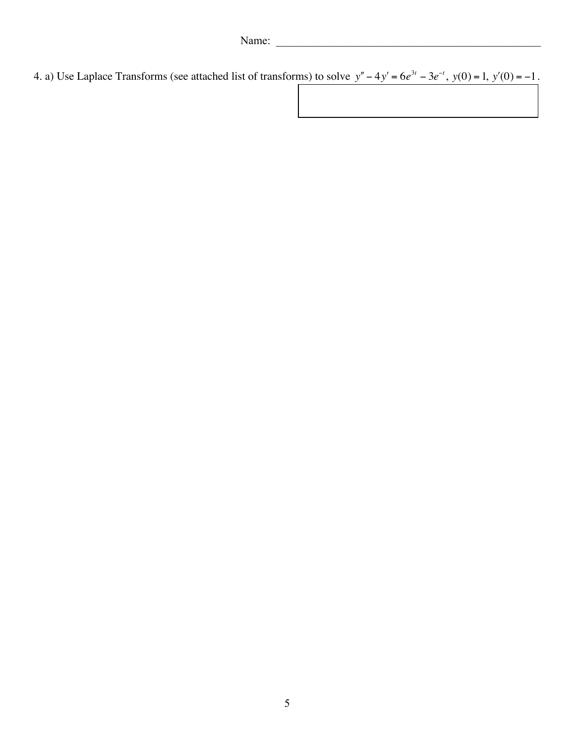Name: ___________________________________________

4. a) Use Laplace Transforms (see attached list of transforms) to solve $y'' - 4y' = 6e^{3t} - 3e^{-t},\ y(0) = 1,\ y'(0) = -1$.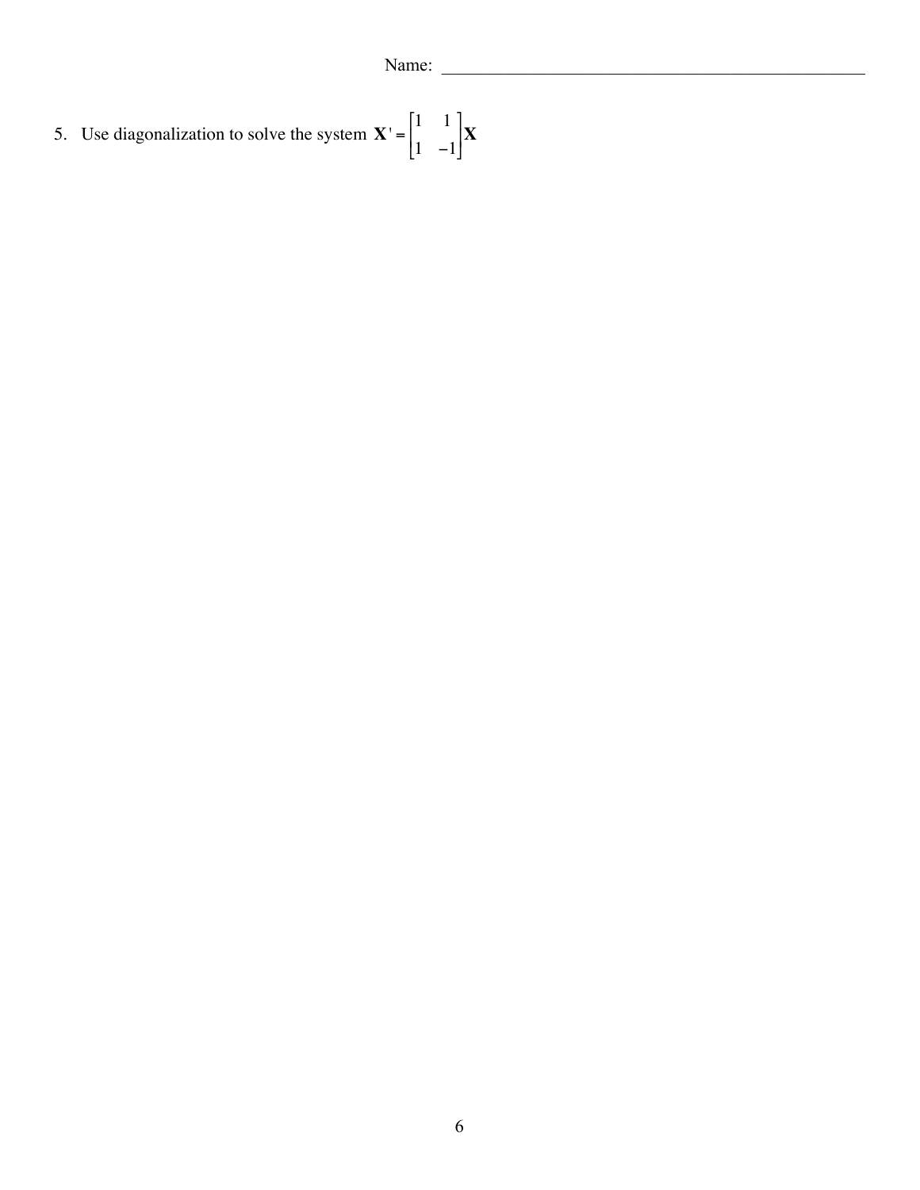Name: ______________________________________________

5. Use diagonalization to solve the system $\mathbf{X}' = \begin{bmatrix} 1 & 1 \\ 1 & -1 \end{bmatrix}\mathbf{X}$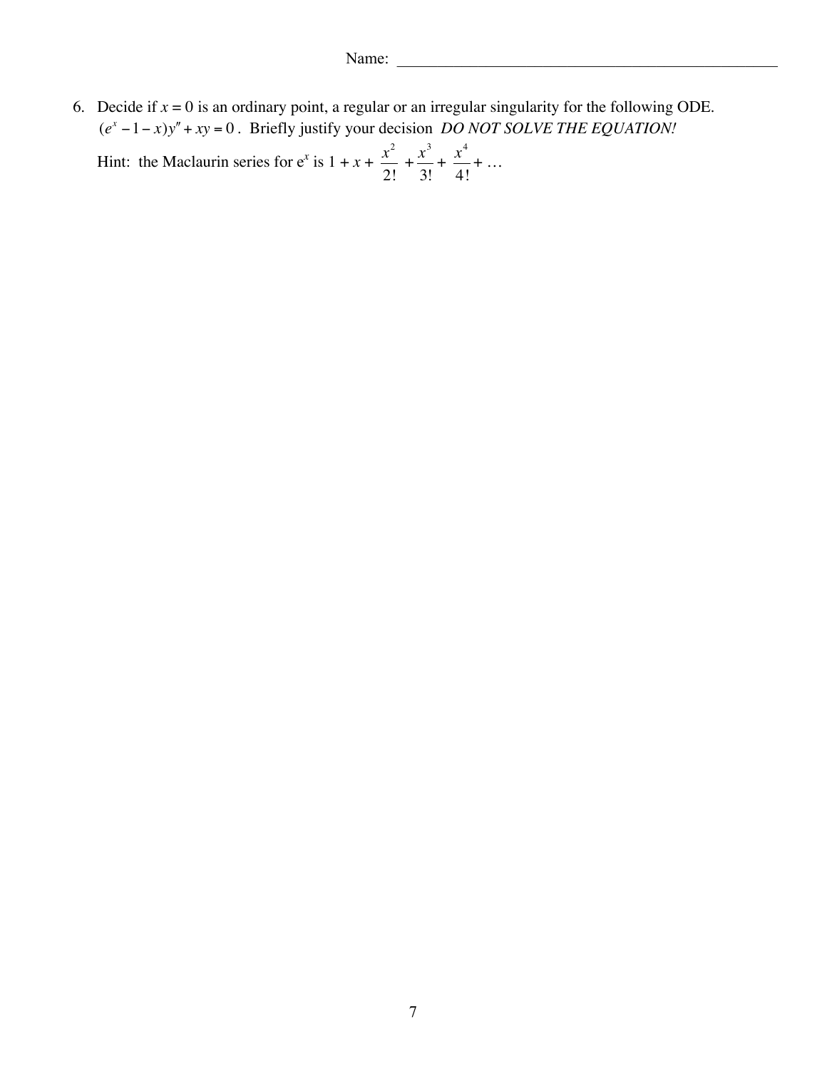Name: ________________________________________________

6. Decide if $x = 0$ is an ordinary point, a regular or an irregular singularity for the following ODE. $(e^x - 1 - x)y'' + xy = 0$. Briefly justify your decision *DO NOT SOLVE THE EQUATION!*

   Hint: the Maclaurin series for $e^x$ is $1 + x + \dfrac{x^2}{2!} + \dfrac{x^3}{3!} + \dfrac{x^4}{4!} + \ldots$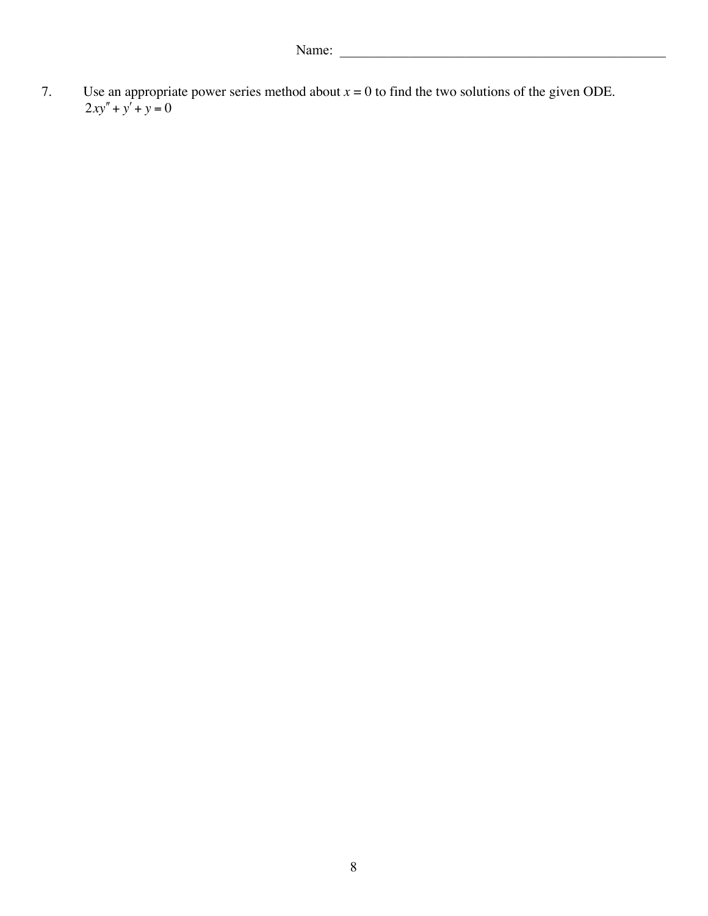Name: \_\_\_\_\_\_\_\_\_\_\_\_\_\_\_\_\_\_\_\_\_\_\_\_\_\_\_\_\_\_\_\_\_\_\_\_\_\_\_\_\_\_\_\_\_\_\_\_

7. Use an appropriate power series method about $x = 0$ to find the two solutions of the given ODE.
   $2xy'' + y' + y = 0$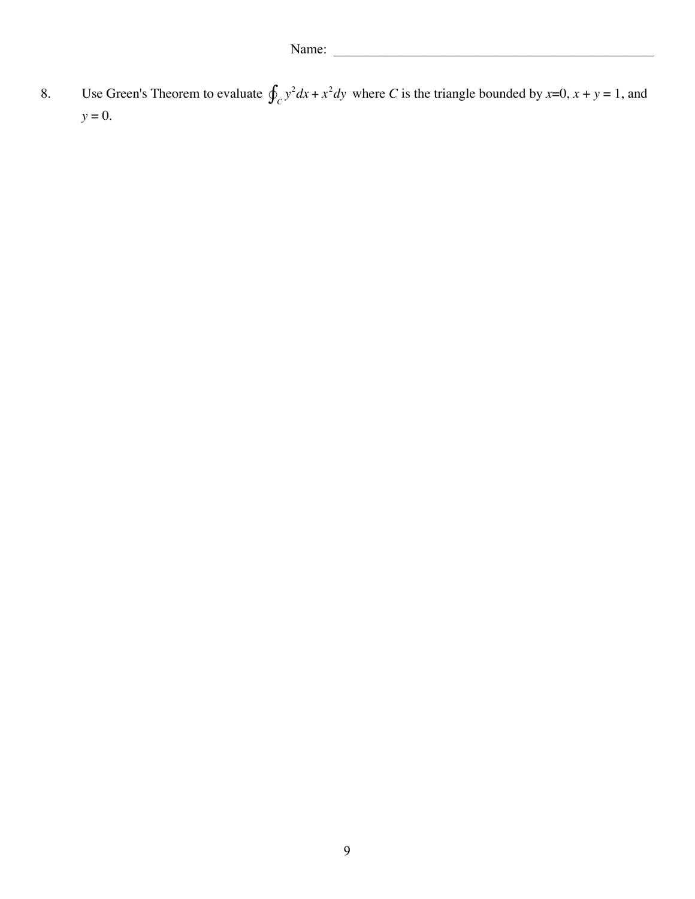Name: ______________________________________________

8. Use Green's Theorem to evaluate $\oint_C y^2 dx + x^2 dy$ where $C$ is the triangle bounded by $x=0$, $x + y = 1$, and $y = 0$.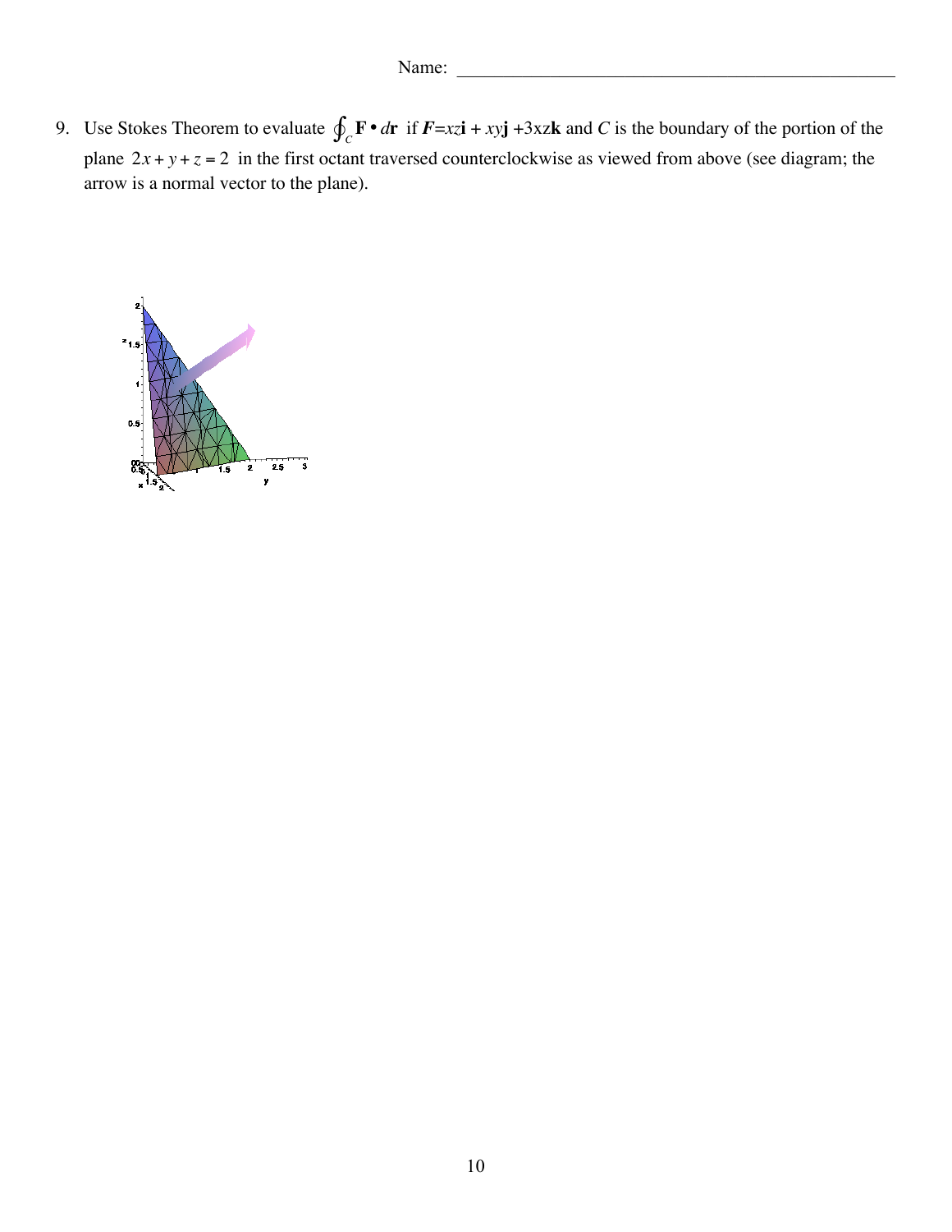Name: ___________________________________________

9. Use Stokes Theorem to evaluate $\oint_C \mathbf{F} \bullet d\mathbf{r}$ if $\boldsymbol{F} = xz\mathbf{i} + xy\mathbf{j} + 3xz\mathbf{k}$ and $C$ is the boundary of the portion of the plane $2x + y + z = 2$ in the first octant traversed counterclockwise as viewed from above (see diagram; the arrow is a normal vector to the plane).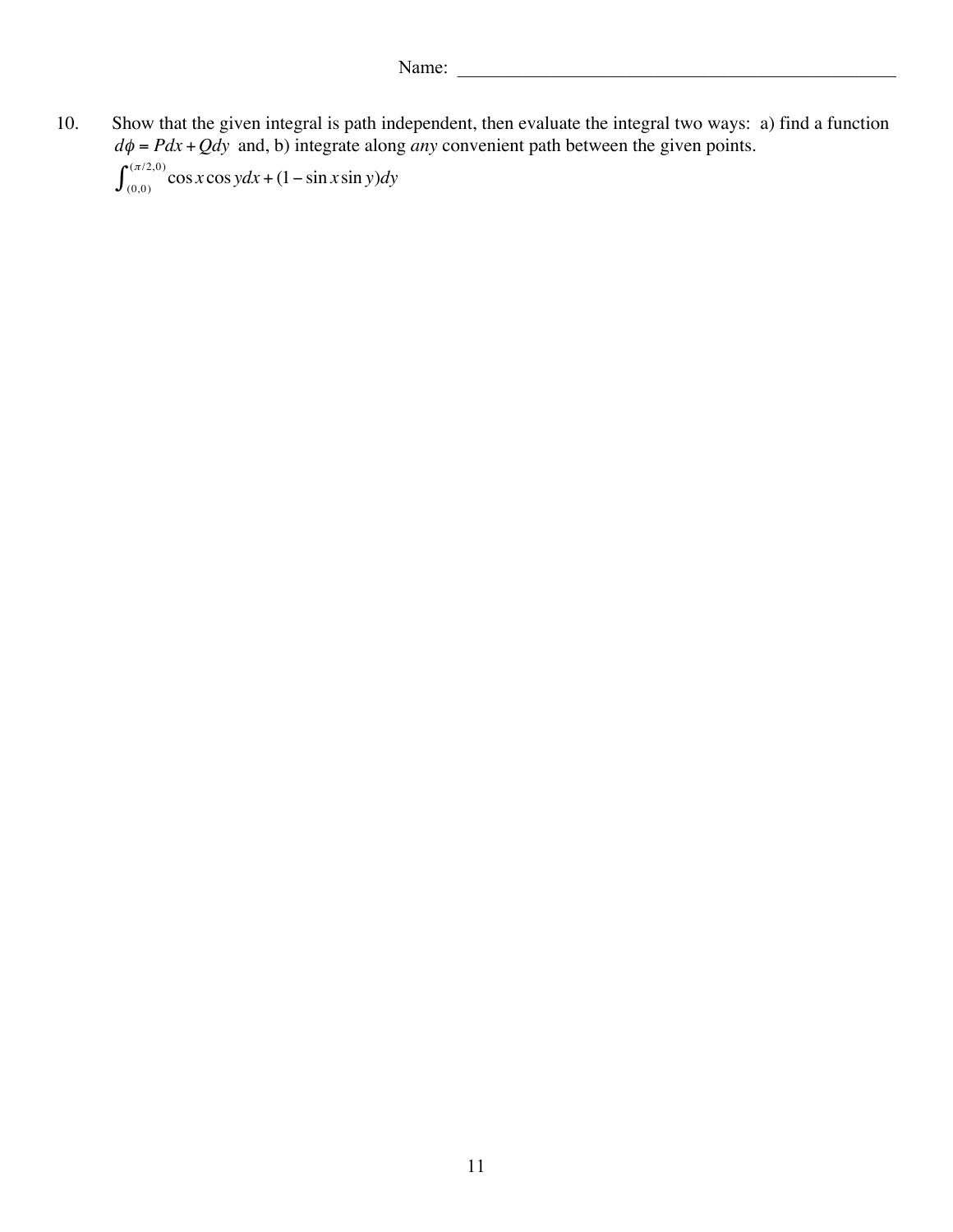Name: ______________________________________________

10. Show that the given integral is path independent, then evaluate the integral two ways: a) find a function $d\phi = Pdx + Qdy$ and, b) integrate along *any* convenient path between the given points.

$$\int_{(0,0)}^{(\pi/2,0)} \cos x \cos y dx + (1 - \sin x \sin y) dy$$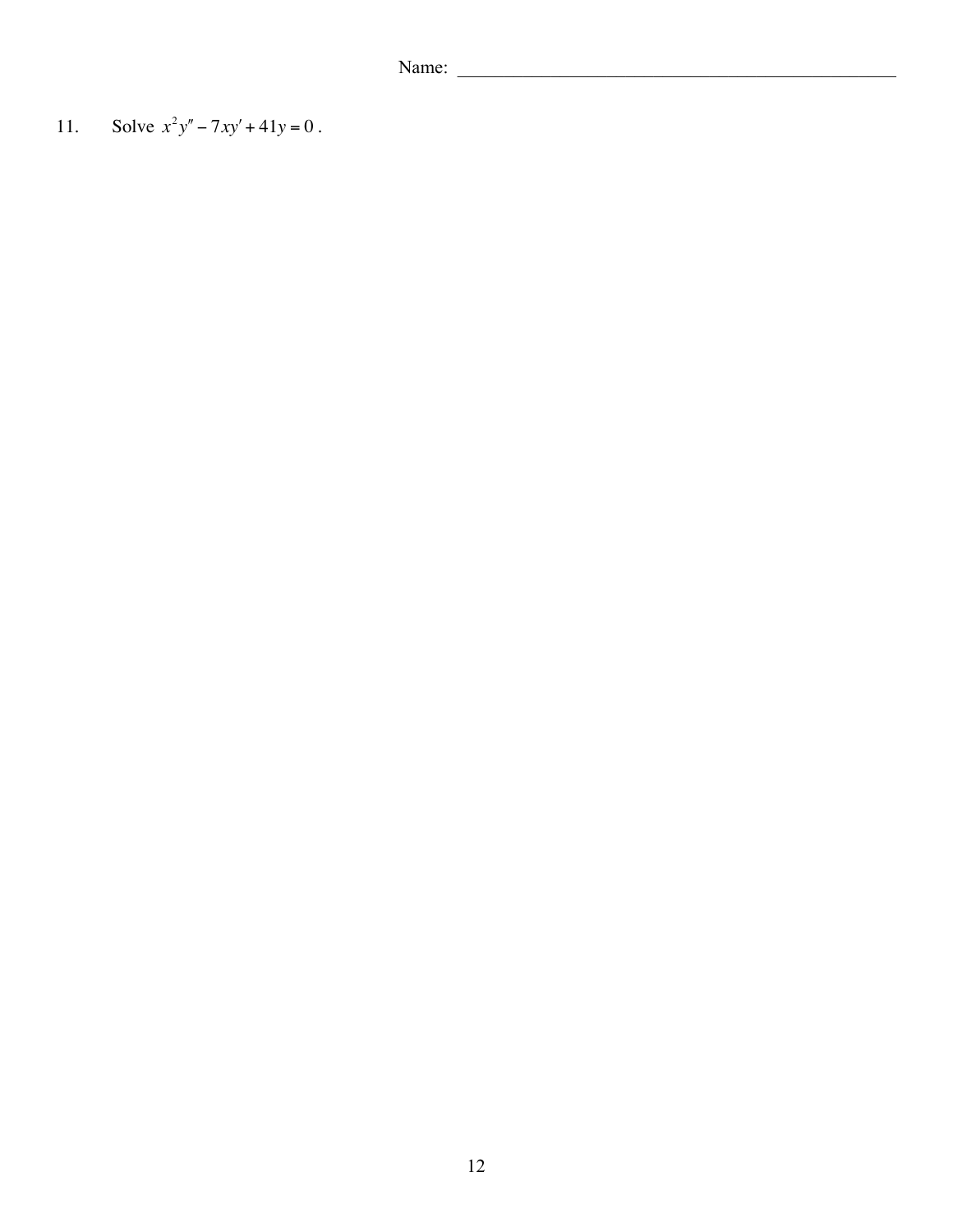Name: ______________________________

11. Solve $x^2y'' - 7xy' + 41y = 0$.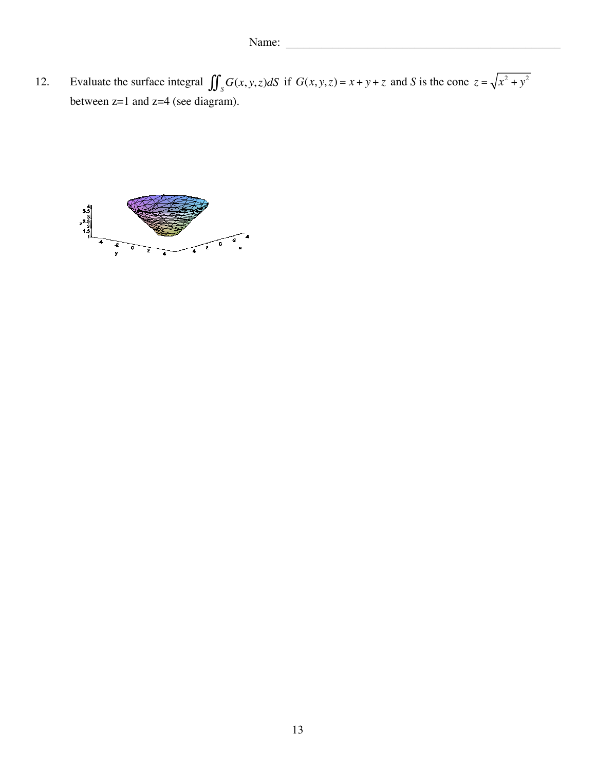Name: ___________________________________________

12. Evaluate the surface integral $\iint_S G(x,y,z)dS$ if $G(x,y,z) = x + y + z$ and $S$ is the cone $z = \sqrt{x^2 + y^2}$ between z=1 and z=4 (see diagram).

4
3.5
3
z 2.5
2
1.5
1
-4 -2 0 2 4
y
4 2 0 -2 -4
x